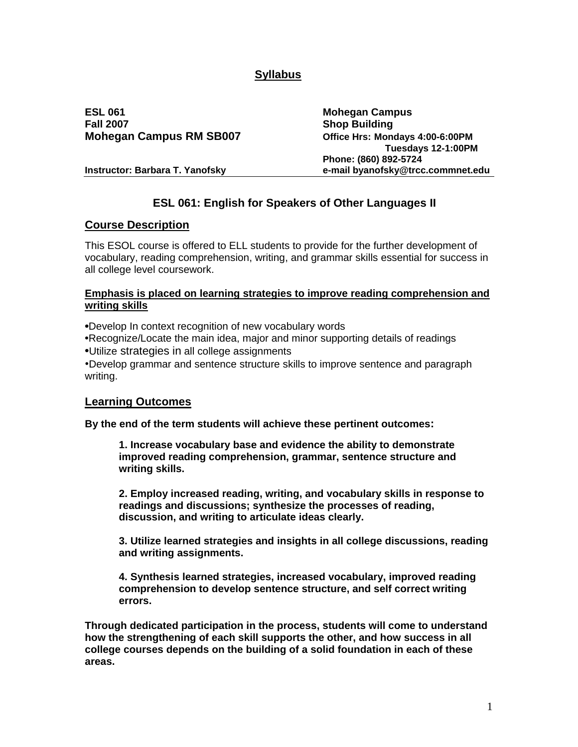# Syllabus

**ESL 061**
**Fall 2007**
**Mohegan Campus RM SB007**

**Instructor: Barbara T. Yanofsky**

**Mohegan Campus**
**Shop Building**
**Office Hrs: Mondays 4:00-6:00PM**
**Tuesdays 12-1:00PM**
**Phone: (860) 892-5724**
**e-mail byanofsky@trcc.commnet.edu**

---

## ESL 061: English for Speakers of Other Languages II

## Course Description

This ESOL course is offered to ELL students to provide for the further development of vocabulary, reading comprehension, writing, and grammar skills essential for success in all college level coursework.

**Emphasis is placed on learning strategies to improve reading comprehension and writing skills**

- Develop In context recognition of new vocabulary words
- Recognize/Locate the main idea, major and minor supporting details of readings
- Utilize strategies in all college assignments
- Develop grammar and sentence structure skills to improve sentence and paragraph writing.

## Learning Outcomes

**By the end of the term students will achieve these pertinent outcomes:**

> **1. Increase vocabulary base and evidence the ability to demonstrate improved reading comprehension, grammar, sentence structure and writing skills.**
>
> **2. Employ increased reading, writing, and vocabulary skills in response to readings and discussions; synthesize the processes of reading, discussion, and writing to articulate ideas clearly.**
>
> **3. Utilize learned strategies and insights in all college discussions, reading and writing assignments.**
>
> **4. Synthesis learned strategies, increased vocabulary, improved reading comprehension to develop sentence structure, and self correct writing errors.**

**Through dedicated participation in the process, students will come to understand how the strengthening of each skill supports the other, and how success in all college courses depends on the building of a solid foundation in each of these areas.**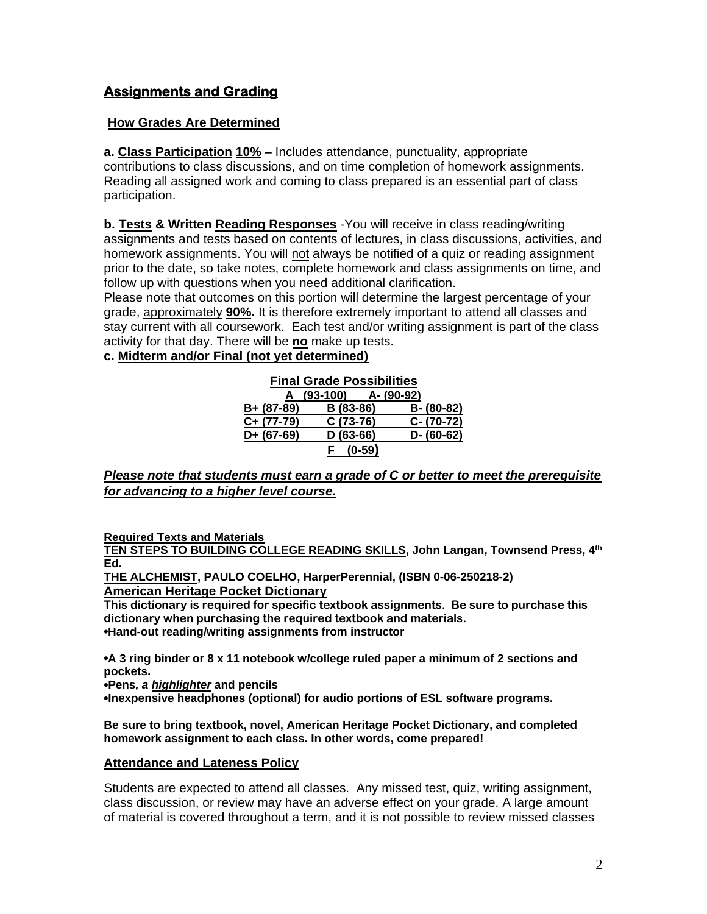## Assignments and Grading

### How Grades Are Determined

**a. Class Participation 10% –** Includes attendance, punctuality, appropriate contributions to class discussions, and on time completion of homework assignments. Reading all assigned work and coming to class prepared is an essential part of class participation.

**b. Tests & Written Reading Responses** -You will receive in class reading/writing assignments and tests based on contents of lectures, in class discussions, activities, and homework assignments. You will not always be notified of a quiz or reading assignment prior to the date, so take notes, complete homework and class assignments on time, and follow up with questions when you need additional clarification.
Please note that outcomes on this portion will determine the largest percentage of your grade, approximately **90%.** It is therefore extremely important to attend all classes and stay current with all coursework. Each test and/or writing assignment is part of the class activity for that day. There will be **no** make up tests.

**c. Midterm and/or Final (not yet determined)**

**Final Grade Possibilities**

| | | |
|---|---|---|
| A (93-100) | A- (90-92) | |
| B+ (87-89) | B (83-86) | B- (80-82) |
| C+ (77-79) | C (73-76) | C- (70-72) |
| D+ (67-69) | D (63-66) | D- (60-62) |
| | F (0-59) | |

***Please note that students must earn a grade of C or better to meet the prerequisite for advancing to a higher level course.***

**Required Texts and Materials**

**TEN STEPS TO BUILDING COLLEGE READING SKILLS, John Langan, Townsend Press, 4th Ed.**

**THE ALCHEMIST, PAULO COELHO, HarperPerennial, (ISBN 0-06-250218-2)**

**American Heritage Pocket Dictionary**

**This dictionary is required for specific textbook assignments. Be sure to purchase this dictionary when purchasing the required textbook and materials.**

- **Hand-out reading/writing assignments from instructor**
- **A 3 ring binder or 8 x 11 notebook w/college ruled paper a minimum of 2 sections and pockets.**
- **Pens*, a* *highlighter* and pencils**
- **Inexpensive headphones (optional) for audio portions of ESL software programs.**

**Be sure to bring textbook, novel, American Heritage Pocket Dictionary, and completed homework assignment to each class. In other words, come prepared!**

### Attendance and Lateness Policy

Students are expected to attend all classes. Any missed test, quiz, writing assignment, class discussion, or review may have an adverse effect on your grade. A large amount of material is covered throughout a term, and it is not possible to review missed classes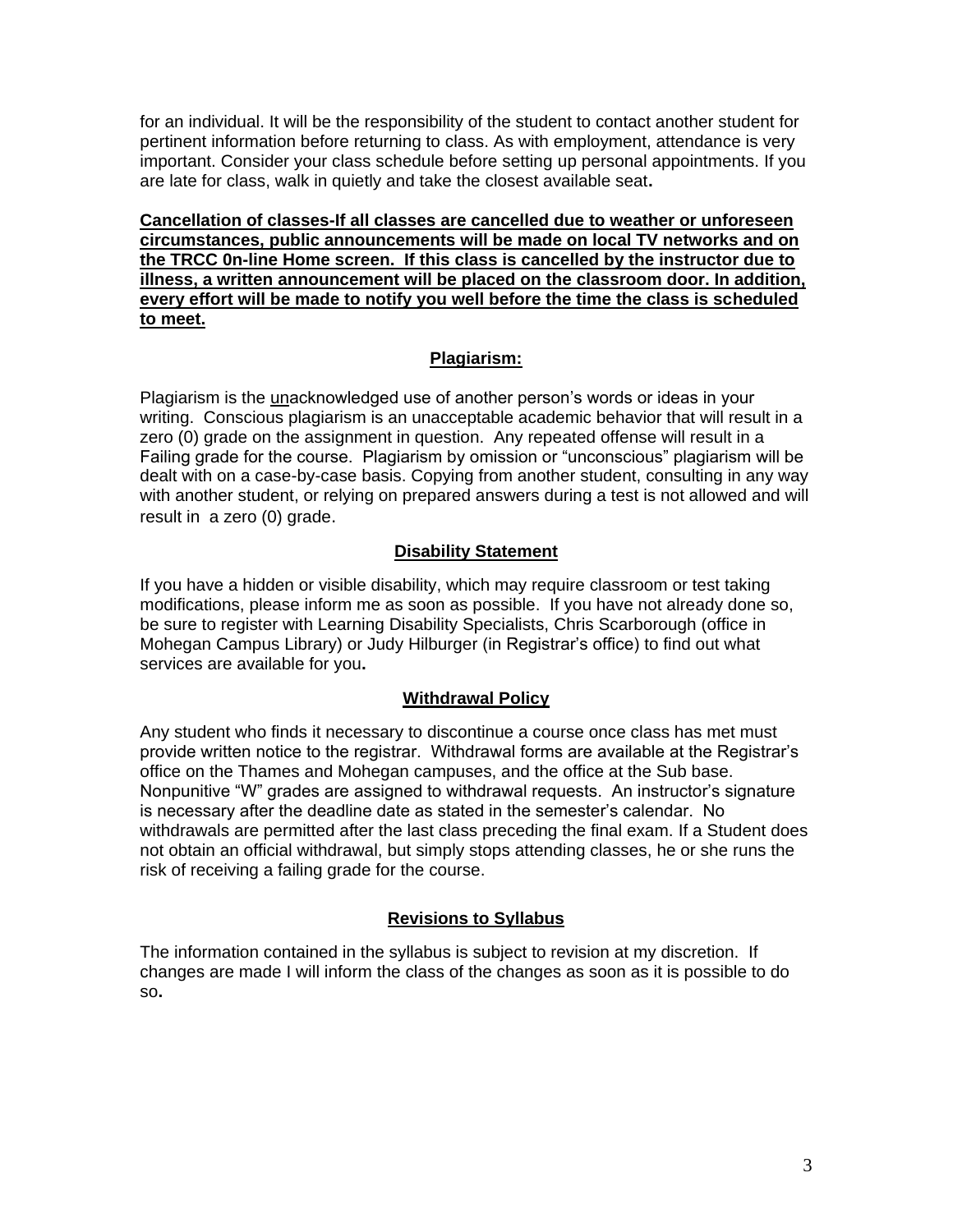for an individual. It will be the responsibility of the student to contact another student for pertinent information before returning to class. As with employment, attendance is very important. Consider your class schedule before setting up personal appointments. If you are late for class, walk in quietly and take the closest available seat**.**

**<u>Cancellation of classes-If all classes are cancelled due to weather or unforeseen circumstances, public announcements will be made on local TV networks and on the TRCC 0n-line Home screen. If this class is cancelled by the instructor due to illness, a written announcement will be placed on the classroom door. In addition, every effort will be made to notify you well before the time the class is scheduled to meet.</u>**

## Plagiarism:

Plagiarism is the <u>un</u>acknowledged use of another person's words or ideas in your writing. Conscious plagiarism is an unacceptable academic behavior that will result in a zero (0) grade on the assignment in question. Any repeated offense will result in a Failing grade for the course. Plagiarism by omission or "unconscious" plagiarism will be dealt with on a case-by-case basis. Copying from another student, consulting in any way with another student, or relying on prepared answers during a test is not allowed and will result in a zero (0) grade.

## Disability Statement

If you have a hidden or visible disability, which may require classroom or test taking modifications, please inform me as soon as possible. If you have not already done so, be sure to register with Learning Disability Specialists, Chris Scarborough (office in Mohegan Campus Library) or Judy Hilburger (in Registrar's office) to find out what services are available for you**.**

## Withdrawal Policy

Any student who finds it necessary to discontinue a course once class has met must provide written notice to the registrar. Withdrawal forms are available at the Registrar's office on the Thames and Mohegan campuses, and the office at the Sub base. Nonpunitive "W" grades are assigned to withdrawal requests. An instructor's signature is necessary after the deadline date as stated in the semester's calendar. No withdrawals are permitted after the last class preceding the final exam. If a Student does not obtain an official withdrawal, but simply stops attending classes, he or she runs the risk of receiving a failing grade for the course.

## Revisions to Syllabus

The information contained in the syllabus is subject to revision at my discretion. If changes are made I will inform the class of the changes as soon as it is possible to do so**.**